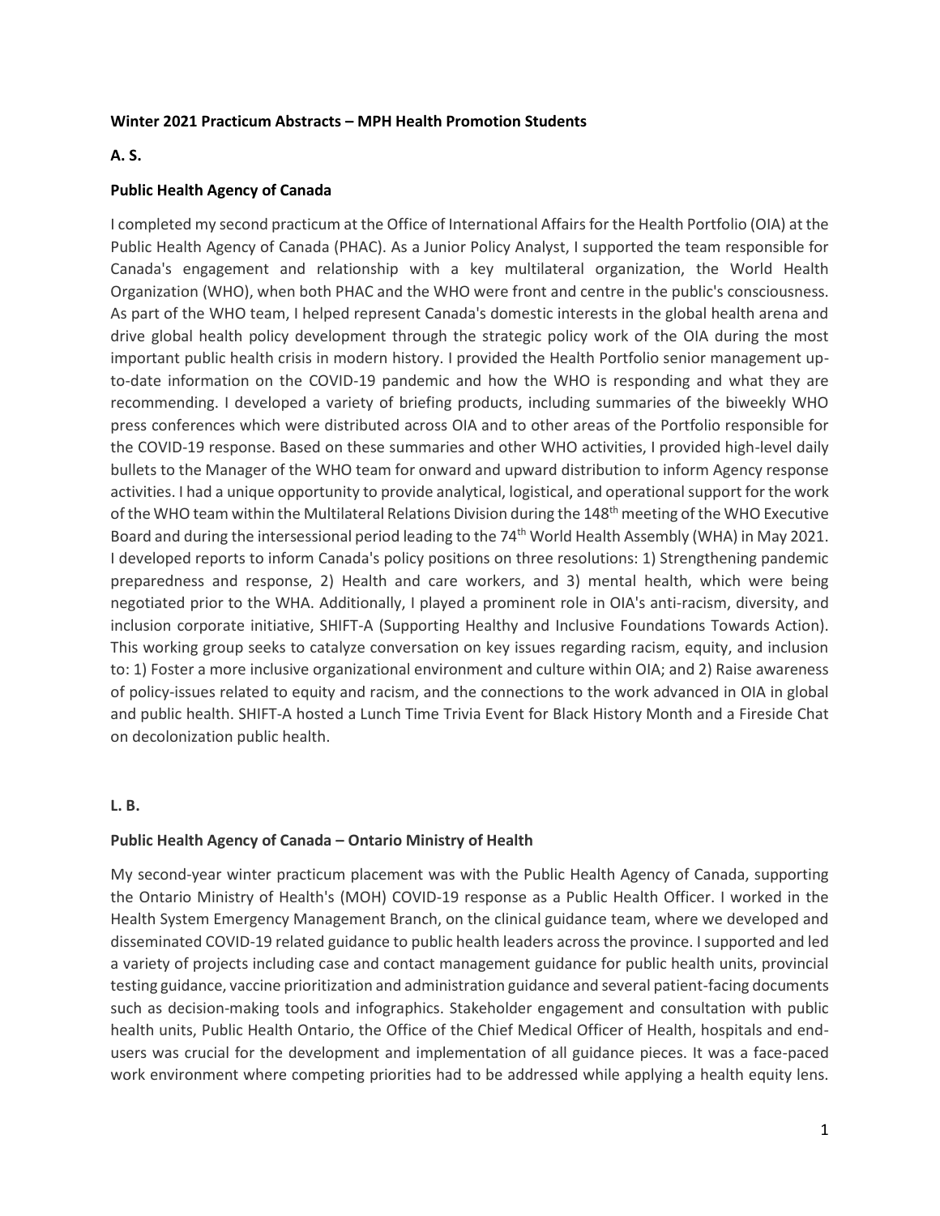**Winter 2021 Practicum Abstracts – MPH Health Promotion Students**

**A. S.**

**Public Health Agency of Canada**

I completed my second practicum at the Office of International Affairs for the Health Portfolio (OIA) at the Public Health Agency of Canada (PHAC). As a Junior Policy Analyst, I supported the team responsible for Canada's engagement and relationship with a key multilateral organization, the World Health Organization (WHO), when both PHAC and the WHO were front and centre in the public's consciousness. As part of the WHO team, I helped represent Canada's domestic interests in the global health arena and drive global health policy development through the strategic policy work of the OIA during the most important public health crisis in modern history. I provided the Health Portfolio senior management up-to-date information on the COVID-19 pandemic and how the WHO is responding and what they are recommending. I developed a variety of briefing products, including summaries of the biweekly WHO press conferences which were distributed across OIA and to other areas of the Portfolio responsible for the COVID-19 response. Based on these summaries and other WHO activities, I provided high-level daily bullets to the Manager of the WHO team for onward and upward distribution to inform Agency response activities. I had a unique opportunity to provide analytical, logistical, and operational support for the work of the WHO team within the Multilateral Relations Division during the 148th meeting of the WHO Executive Board and during the intersessional period leading to the 74th World Health Assembly (WHA) in May 2021. I developed reports to inform Canada's policy positions on three resolutions: 1) Strengthening pandemic preparedness and response, 2) Health and care workers, and 3) mental health, which were being negotiated prior to the WHA. Additionally, I played a prominent role in OIA's anti-racism, diversity, and inclusion corporate initiative, SHIFT-A (Supporting Healthy and Inclusive Foundations Towards Action). This working group seeks to catalyze conversation on key issues regarding racism, equity, and inclusion to: 1) Foster a more inclusive organizational environment and culture within OIA; and 2) Raise awareness of policy-issues related to equity and racism, and the connections to the work advanced in OIA in global and public health. SHIFT-A hosted a Lunch Time Trivia Event for Black History Month and a Fireside Chat on decolonization public health.

**L. B.**

**Public Health Agency of Canada – Ontario Ministry of Health**

My second-year winter practicum placement was with the Public Health Agency of Canada, supporting the Ontario Ministry of Health's (MOH) COVID-19 response as a Public Health Officer. I worked in the Health System Emergency Management Branch, on the clinical guidance team, where we developed and disseminated COVID-19 related guidance to public health leaders across the province. I supported and led a variety of projects including case and contact management guidance for public health units, provincial testing guidance, vaccine prioritization and administration guidance and several patient-facing documents such as decision-making tools and infographics. Stakeholder engagement and consultation with public health units, Public Health Ontario, the Office of the Chief Medical Officer of Health, hospitals and end-users was crucial for the development and implementation of all guidance pieces. It was a face-paced work environment where competing priorities had to be addressed while applying a health equity lens.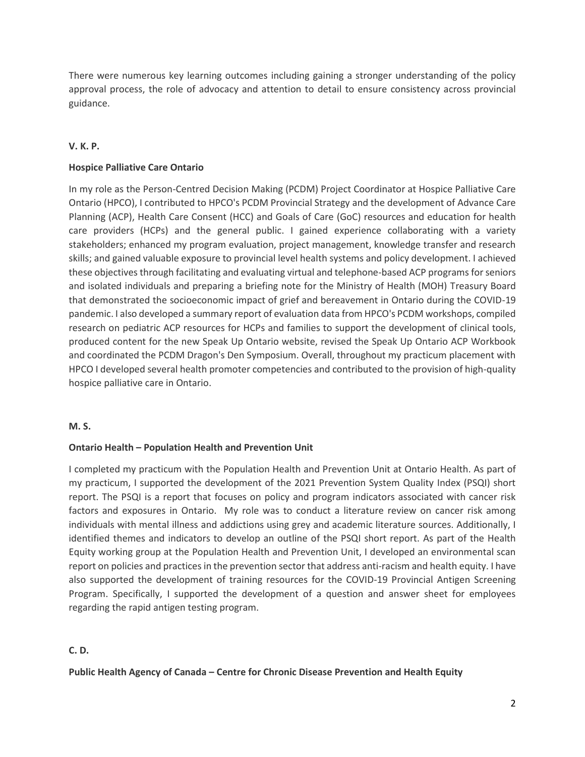There were numerous key learning outcomes including gaining a stronger understanding of the policy approval process, the role of advocacy and attention to detail to ensure consistency across provincial guidance.

**V. K. P.**

**Hospice Palliative Care Ontario**

In my role as the Person-Centred Decision Making (PCDM) Project Coordinator at Hospice Palliative Care Ontario (HPCO), I contributed to HPCO's PCDM Provincial Strategy and the development of Advance Care Planning (ACP), Health Care Consent (HCC) and Goals of Care (GoC) resources and education for health care providers (HCPs) and the general public. I gained experience collaborating with a variety stakeholders; enhanced my program evaluation, project management, knowledge transfer and research skills; and gained valuable exposure to provincial level health systems and policy development. I achieved these objectives through facilitating and evaluating virtual and telephone-based ACP programs for seniors and isolated individuals and preparing a briefing note for the Ministry of Health (MOH) Treasury Board that demonstrated the socioeconomic impact of grief and bereavement in Ontario during the COVID-19 pandemic. I also developed a summary report of evaluation data from HPCO's PCDM workshops, compiled research on pediatric ACP resources for HCPs and families to support the development of clinical tools, produced content for the new Speak Up Ontario website, revised the Speak Up Ontario ACP Workbook and coordinated the PCDM Dragon's Den Symposium. Overall, throughout my practicum placement with HPCO I developed several health promoter competencies and contributed to the provision of high-quality hospice palliative care in Ontario.

**M. S.**

**Ontario Health – Population Health and Prevention Unit**

I completed my practicum with the Population Health and Prevention Unit at Ontario Health. As part of my practicum, I supported the development of the 2021 Prevention System Quality Index (PSQI) short report. The PSQI is a report that focuses on policy and program indicators associated with cancer risk factors and exposures in Ontario. My role was to conduct a literature review on cancer risk among individuals with mental illness and addictions using grey and academic literature sources. Additionally, I identified themes and indicators to develop an outline of the PSQI short report. As part of the Health Equity working group at the Population Health and Prevention Unit, I developed an environmental scan report on policies and practices in the prevention sector that address anti-racism and health equity. I have also supported the development of training resources for the COVID-19 Provincial Antigen Screening Program. Specifically, I supported the development of a question and answer sheet for employees regarding the rapid antigen testing program.

**C. D.**

**Public Health Agency of Canada – Centre for Chronic Disease Prevention and Health Equity**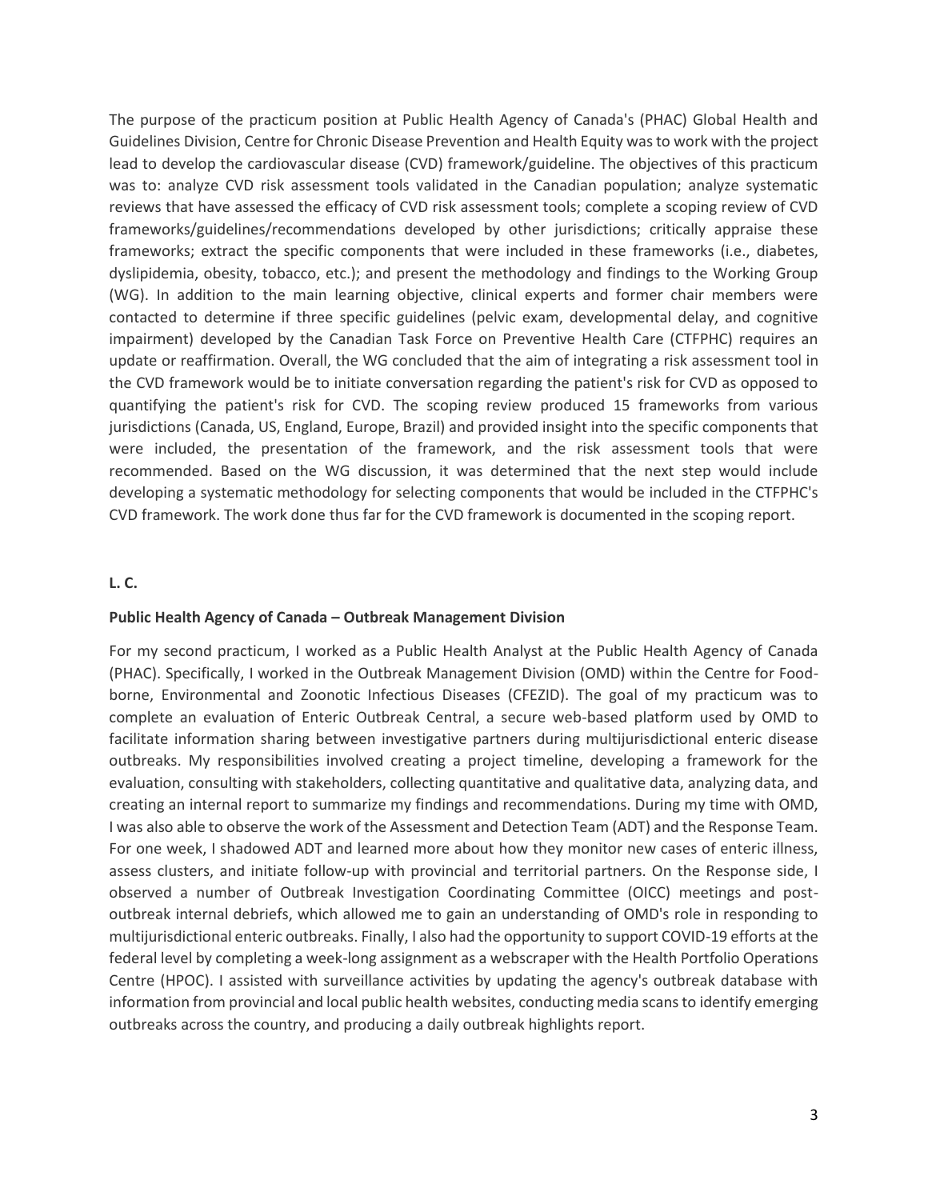The purpose of the practicum position at Public Health Agency of Canada's (PHAC) Global Health and Guidelines Division, Centre for Chronic Disease Prevention and Health Equity was to work with the project lead to develop the cardiovascular disease (CVD) framework/guideline. The objectives of this practicum was to: analyze CVD risk assessment tools validated in the Canadian population; analyze systematic reviews that have assessed the efficacy of CVD risk assessment tools; complete a scoping review of CVD frameworks/guidelines/recommendations developed by other jurisdictions; critically appraise these frameworks; extract the specific components that were included in these frameworks (i.e., diabetes, dyslipidemia, obesity, tobacco, etc.); and present the methodology and findings to the Working Group (WG). In addition to the main learning objective, clinical experts and former chair members were contacted to determine if three specific guidelines (pelvic exam, developmental delay, and cognitive impairment) developed by the Canadian Task Force on Preventive Health Care (CTFPHC) requires an update or reaffirmation. Overall, the WG concluded that the aim of integrating a risk assessment tool in the CVD framework would be to initiate conversation regarding the patient's risk for CVD as opposed to quantifying the patient's risk for CVD. The scoping review produced 15 frameworks from various jurisdictions (Canada, US, England, Europe, Brazil) and provided insight into the specific components that were included, the presentation of the framework, and the risk assessment tools that were recommended. Based on the WG discussion, it was determined that the next step would include developing a systematic methodology for selecting components that would be included in the CTFPHC's CVD framework. The work done thus far for the CVD framework is documented in the scoping report.

**L. C.**

**Public Health Agency of Canada – Outbreak Management Division**

For my second practicum, I worked as a Public Health Analyst at the Public Health Agency of Canada (PHAC). Specifically, I worked in the Outbreak Management Division (OMD) within the Centre for Food-borne, Environmental and Zoonotic Infectious Diseases (CFEZID). The goal of my practicum was to complete an evaluation of Enteric Outbreak Central, a secure web-based platform used by OMD to facilitate information sharing between investigative partners during multijurisdictional enteric disease outbreaks. My responsibilities involved creating a project timeline, developing a framework for the evaluation, consulting with stakeholders, collecting quantitative and qualitative data, analyzing data, and creating an internal report to summarize my findings and recommendations. During my time with OMD, I was also able to observe the work of the Assessment and Detection Team (ADT) and the Response Team. For one week, I shadowed ADT and learned more about how they monitor new cases of enteric illness, assess clusters, and initiate follow-up with provincial and territorial partners. On the Response side, I observed a number of Outbreak Investigation Coordinating Committee (OICC) meetings and post-outbreak internal debriefs, which allowed me to gain an understanding of OMD's role in responding to multijurisdictional enteric outbreaks. Finally, I also had the opportunity to support COVID-19 efforts at the federal level by completing a week-long assignment as a webscraper with the Health Portfolio Operations Centre (HPOC). I assisted with surveillance activities by updating the agency's outbreak database with information from provincial and local public health websites, conducting media scans to identify emerging outbreaks across the country, and producing a daily outbreak highlights report.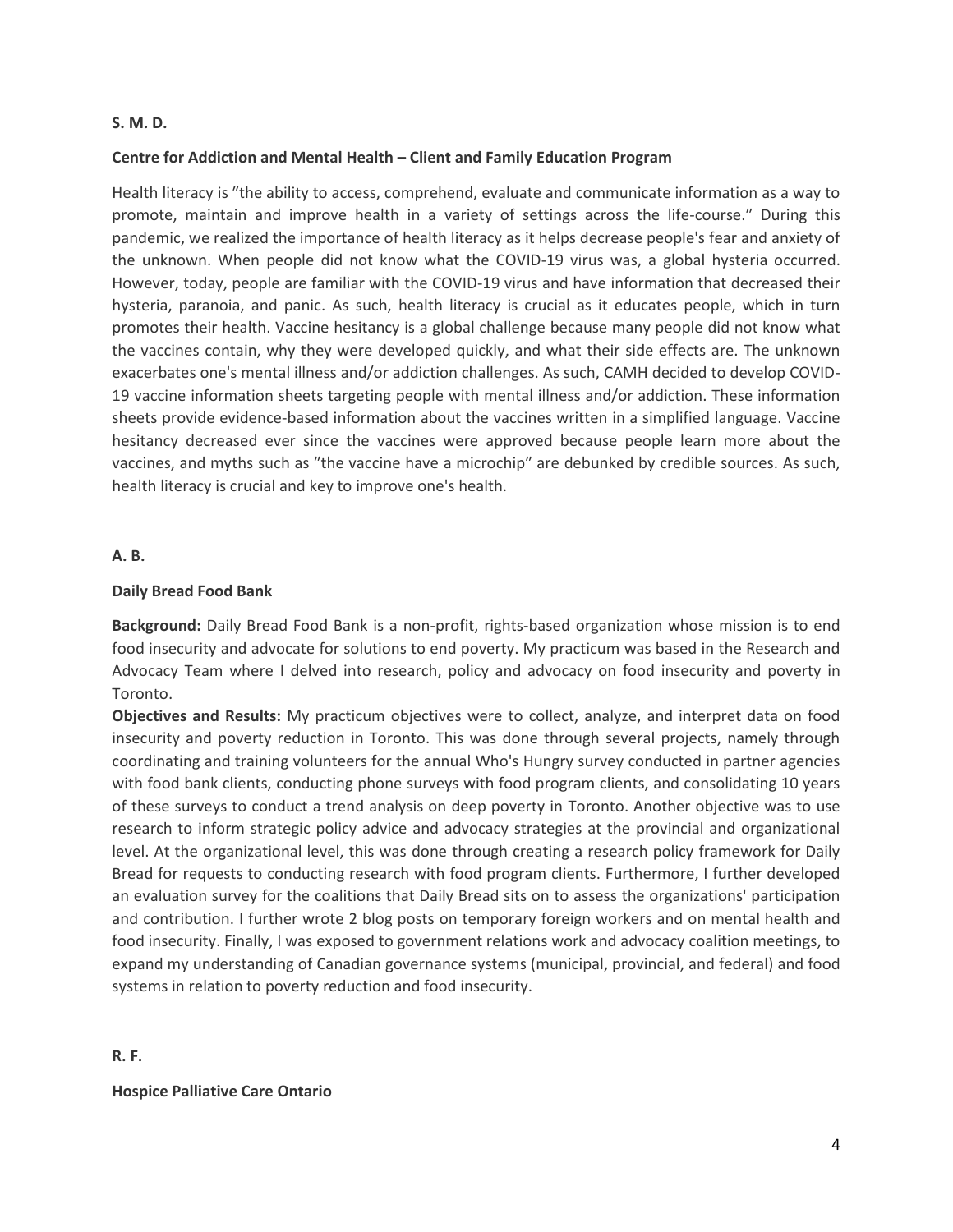**S. M. D.**

**Centre for Addiction and Mental Health – Client and Family Education Program**

Health literacy is ”the ability to access, comprehend, evaluate and communicate information as a way to promote, maintain and improve health in a variety of settings across the life-course.” During this pandemic, we realized the importance of health literacy as it helps decrease people's fear and anxiety of the unknown. When people did not know what the COVID-19 virus was, a global hysteria occurred. However, today, people are familiar with the COVID-19 virus and have information that decreased their hysteria, paranoia, and panic. As such, health literacy is crucial as it educates people, which in turn promotes their health. Vaccine hesitancy is a global challenge because many people did not know what the vaccines contain, why they were developed quickly, and what their side effects are. The unknown exacerbates one's mental illness and/or addiction challenges. As such, CAMH decided to develop COVID-19 vaccine information sheets targeting people with mental illness and/or addiction. These information sheets provide evidence-based information about the vaccines written in a simplified language. Vaccine hesitancy decreased ever since the vaccines were approved because people learn more about the vaccines, and myths such as ”the vaccine have a microchip” are debunked by credible sources. As such, health literacy is crucial and key to improve one's health.

**A. B.**

**Daily Bread Food Bank**

**Background:** Daily Bread Food Bank is a non-profit, rights-based organization whose mission is to end food insecurity and advocate for solutions to end poverty. My practicum was based in the Research and Advocacy Team where I delved into research, policy and advocacy on food insecurity and poverty in Toronto.

**Objectives and Results:** My practicum objectives were to collect, analyze, and interpret data on food insecurity and poverty reduction in Toronto. This was done through several projects, namely through coordinating and training volunteers for the annual Who's Hungry survey conducted in partner agencies with food bank clients, conducting phone surveys with food program clients, and consolidating 10 years of these surveys to conduct a trend analysis on deep poverty in Toronto. Another objective was to use research to inform strategic policy advice and advocacy strategies at the provincial and organizational level. At the organizational level, this was done through creating a research policy framework for Daily Bread for requests to conducting research with food program clients. Furthermore, I further developed an evaluation survey for the coalitions that Daily Bread sits on to assess the organizations' participation and contribution. I further wrote 2 blog posts on temporary foreign workers and on mental health and food insecurity. Finally, I was exposed to government relations work and advocacy coalition meetings, to expand my understanding of Canadian governance systems (municipal, provincial, and federal) and food systems in relation to poverty reduction and food insecurity.

**R. F.**

**Hospice Palliative Care Ontario**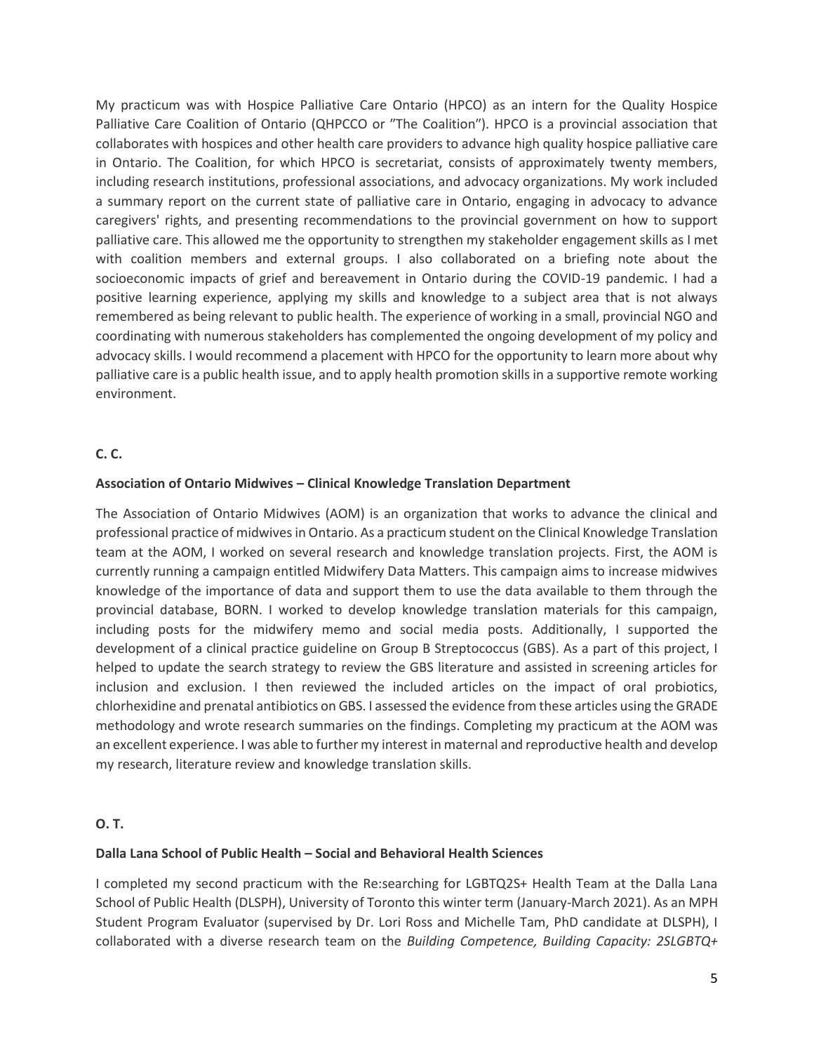My practicum was with Hospice Palliative Care Ontario (HPCO) as an intern for the Quality Hospice Palliative Care Coalition of Ontario (QHPCCO or "The Coalition"). HPCO is a provincial association that collaborates with hospices and other health care providers to advance high quality hospice palliative care in Ontario. The Coalition, for which HPCO is secretariat, consists of approximately twenty members, including research institutions, professional associations, and advocacy organizations. My work included a summary report on the current state of palliative care in Ontario, engaging in advocacy to advance caregivers' rights, and presenting recommendations to the provincial government on how to support palliative care. This allowed me the opportunity to strengthen my stakeholder engagement skills as I met with coalition members and external groups. I also collaborated on a briefing note about the socioeconomic impacts of grief and bereavement in Ontario during the COVID-19 pandemic. I had a positive learning experience, applying my skills and knowledge to a subject area that is not always remembered as being relevant to public health. The experience of working in a small, provincial NGO and coordinating with numerous stakeholders has complemented the ongoing development of my policy and advocacy skills. I would recommend a placement with HPCO for the opportunity to learn more about why palliative care is a public health issue, and to apply health promotion skills in a supportive remote working environment.

**C. C.**

**Association of Ontario Midwives – Clinical Knowledge Translation Department**

The Association of Ontario Midwives (AOM) is an organization that works to advance the clinical and professional practice of midwives in Ontario. As a practicum student on the Clinical Knowledge Translation team at the AOM, I worked on several research and knowledge translation projects. First, the AOM is currently running a campaign entitled Midwifery Data Matters. This campaign aims to increase midwives knowledge of the importance of data and support them to use the data available to them through the provincial database, BORN. I worked to develop knowledge translation materials for this campaign, including posts for the midwifery memo and social media posts. Additionally, I supported the development of a clinical practice guideline on Group B Streptococcus (GBS). As a part of this project, I helped to update the search strategy to review the GBS literature and assisted in screening articles for inclusion and exclusion. I then reviewed the included articles on the impact of oral probiotics, chlorhexidine and prenatal antibiotics on GBS. I assessed the evidence from these articles using the GRADE methodology and wrote research summaries on the findings. Completing my practicum at the AOM was an excellent experience. I was able to further my interest in maternal and reproductive health and develop my research, literature review and knowledge translation skills.

**O. T.**

**Dalla Lana School of Public Health – Social and Behavioral Health Sciences**

I completed my second practicum with the Re:searching for LGBTQ2S+ Health Team at the Dalla Lana School of Public Health (DLSPH), University of Toronto this winter term (January-March 2021). As an MPH Student Program Evaluator (supervised by Dr. Lori Ross and Michelle Tam, PhD candidate at DLSPH), I collaborated with a diverse research team on the *Building Competence, Building Capacity: 2SLGBTQ+*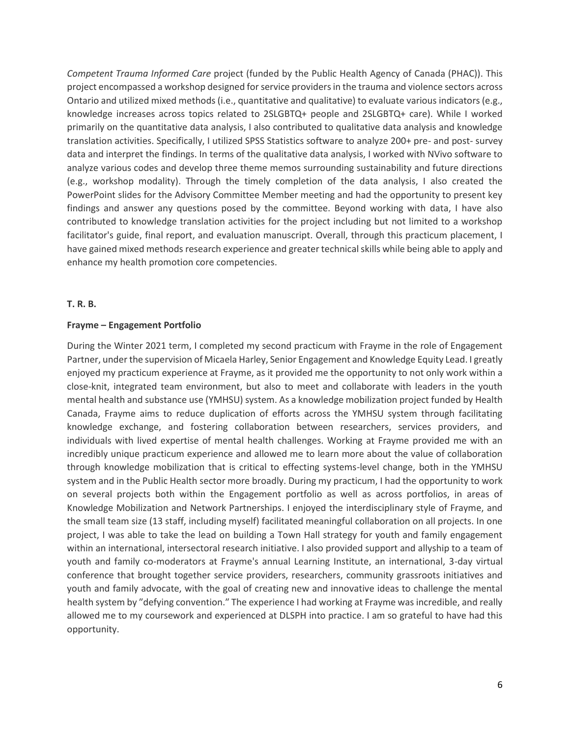*Competent Trauma Informed Care* project (funded by the Public Health Agency of Canada (PHAC)). This project encompassed a workshop designed for service providers in the trauma and violence sectors across Ontario and utilized mixed methods (i.e., quantitative and qualitative) to evaluate various indicators (e.g., knowledge increases across topics related to 2SLGBTQ+ people and 2SLGBTQ+ care). While I worked primarily on the quantitative data analysis, I also contributed to qualitative data analysis and knowledge translation activities. Specifically, I utilized SPSS Statistics software to analyze 200+ pre- and post- survey data and interpret the findings. In terms of the qualitative data analysis, I worked with NVivo software to analyze various codes and develop three theme memos surrounding sustainability and future directions (e.g., workshop modality). Through the timely completion of the data analysis, I also created the PowerPoint slides for the Advisory Committee Member meeting and had the opportunity to present key findings and answer any questions posed by the committee. Beyond working with data, I have also contributed to knowledge translation activities for the project including but not limited to a workshop facilitator's guide, final report, and evaluation manuscript. Overall, through this practicum placement, I have gained mixed methods research experience and greater technical skills while being able to apply and enhance my health promotion core competencies.

**T. R. B.**

**Frayme – Engagement Portfolio**

During the Winter 2021 term, I completed my second practicum with Frayme in the role of Engagement Partner, under the supervision of Micaela Harley, Senior Engagement and Knowledge Equity Lead. I greatly enjoyed my practicum experience at Frayme, as it provided me the opportunity to not only work within a close-knit, integrated team environment, but also to meet and collaborate with leaders in the youth mental health and substance use (YMHSU) system. As a knowledge mobilization project funded by Health Canada, Frayme aims to reduce duplication of efforts across the YMHSU system through facilitating knowledge exchange, and fostering collaboration between researchers, services providers, and individuals with lived expertise of mental health challenges. Working at Frayme provided me with an incredibly unique practicum experience and allowed me to learn more about the value of collaboration through knowledge mobilization that is critical to effecting systems-level change, both in the YMHSU system and in the Public Health sector more broadly. During my practicum, I had the opportunity to work on several projects both within the Engagement portfolio as well as across portfolios, in areas of Knowledge Mobilization and Network Partnerships. I enjoyed the interdisciplinary style of Frayme, and the small team size (13 staff, including myself) facilitated meaningful collaboration on all projects. In one project, I was able to take the lead on building a Town Hall strategy for youth and family engagement within an international, intersectoral research initiative. I also provided support and allyship to a team of youth and family co-moderators at Frayme's annual Learning Institute, an international, 3-day virtual conference that brought together service providers, researchers, community grassroots initiatives and youth and family advocate, with the goal of creating new and innovative ideas to challenge the mental health system by "defying convention." The experience I had working at Frayme was incredible, and really allowed me to my coursework and experienced at DLSPH into practice. I am so grateful to have had this opportunity.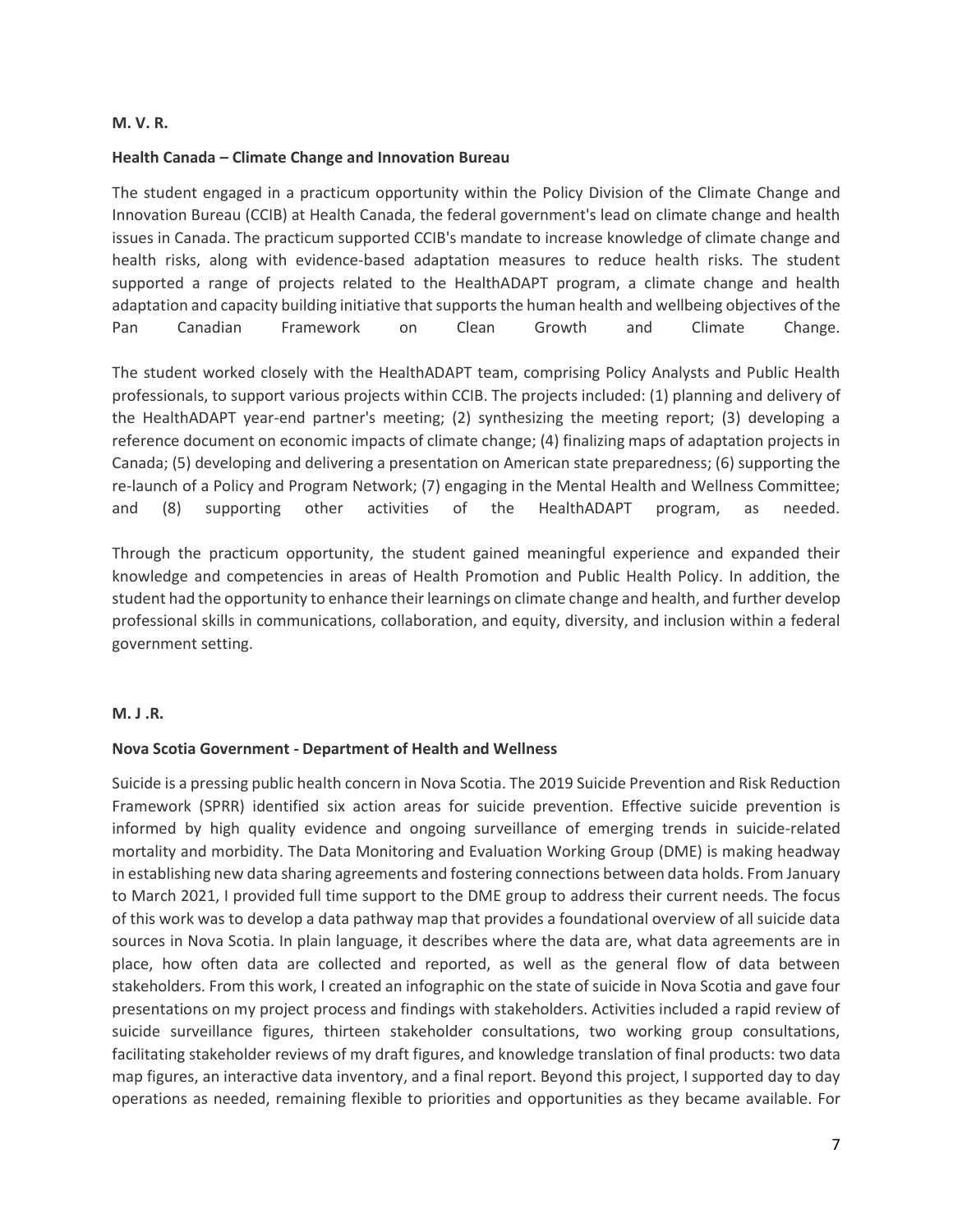**M. V. R.**

**Health Canada – Climate Change and Innovation Bureau**

The student engaged in a practicum opportunity within the Policy Division of the Climate Change and Innovation Bureau (CCIB) at Health Canada, the federal government's lead on climate change and health issues in Canada. The practicum supported CCIB's mandate to increase knowledge of climate change and health risks, along with evidence-based adaptation measures to reduce health risks. The student supported a range of projects related to the HealthADAPT program, a climate change and health adaptation and capacity building initiative that supports the human health and wellbeing objectives of the Pan Canadian Framework on Clean Growth and Climate Change.

The student worked closely with the HealthADAPT team, comprising Policy Analysts and Public Health professionals, to support various projects within CCIB. The projects included: (1) planning and delivery of the HealthADAPT year-end partner's meeting; (2) synthesizing the meeting report; (3) developing a reference document on economic impacts of climate change; (4) finalizing maps of adaptation projects in Canada; (5) developing and delivering a presentation on American state preparedness; (6) supporting the re-launch of a Policy and Program Network; (7) engaging in the Mental Health and Wellness Committee; and (8) supporting other activities of the HealthADAPT program, as needed.

Through the practicum opportunity, the student gained meaningful experience and expanded their knowledge and competencies in areas of Health Promotion and Public Health Policy. In addition, the student had the opportunity to enhance their learnings on climate change and health, and further develop professional skills in communications, collaboration, and equity, diversity, and inclusion within a federal government setting.

**M. J .R.**

**Nova Scotia Government - Department of Health and Wellness**

Suicide is a pressing public health concern in Nova Scotia. The 2019 Suicide Prevention and Risk Reduction Framework (SPRR) identified six action areas for suicide prevention. Effective suicide prevention is informed by high quality evidence and ongoing surveillance of emerging trends in suicide-related mortality and morbidity. The Data Monitoring and Evaluation Working Group (DME) is making headway in establishing new data sharing agreements and fostering connections between data holds. From January to March 2021, I provided full time support to the DME group to address their current needs. The focus of this work was to develop a data pathway map that provides a foundational overview of all suicide data sources in Nova Scotia. In plain language, it describes where the data are, what data agreements are in place, how often data are collected and reported, as well as the general flow of data between stakeholders. From this work, I created an infographic on the state of suicide in Nova Scotia and gave four presentations on my project process and findings with stakeholders. Activities included a rapid review of suicide surveillance figures, thirteen stakeholder consultations, two working group consultations, facilitating stakeholder reviews of my draft figures, and knowledge translation of final products: two data map figures, an interactive data inventory, and a final report. Beyond this project, I supported day to day operations as needed, remaining flexible to priorities and opportunities as they became available. For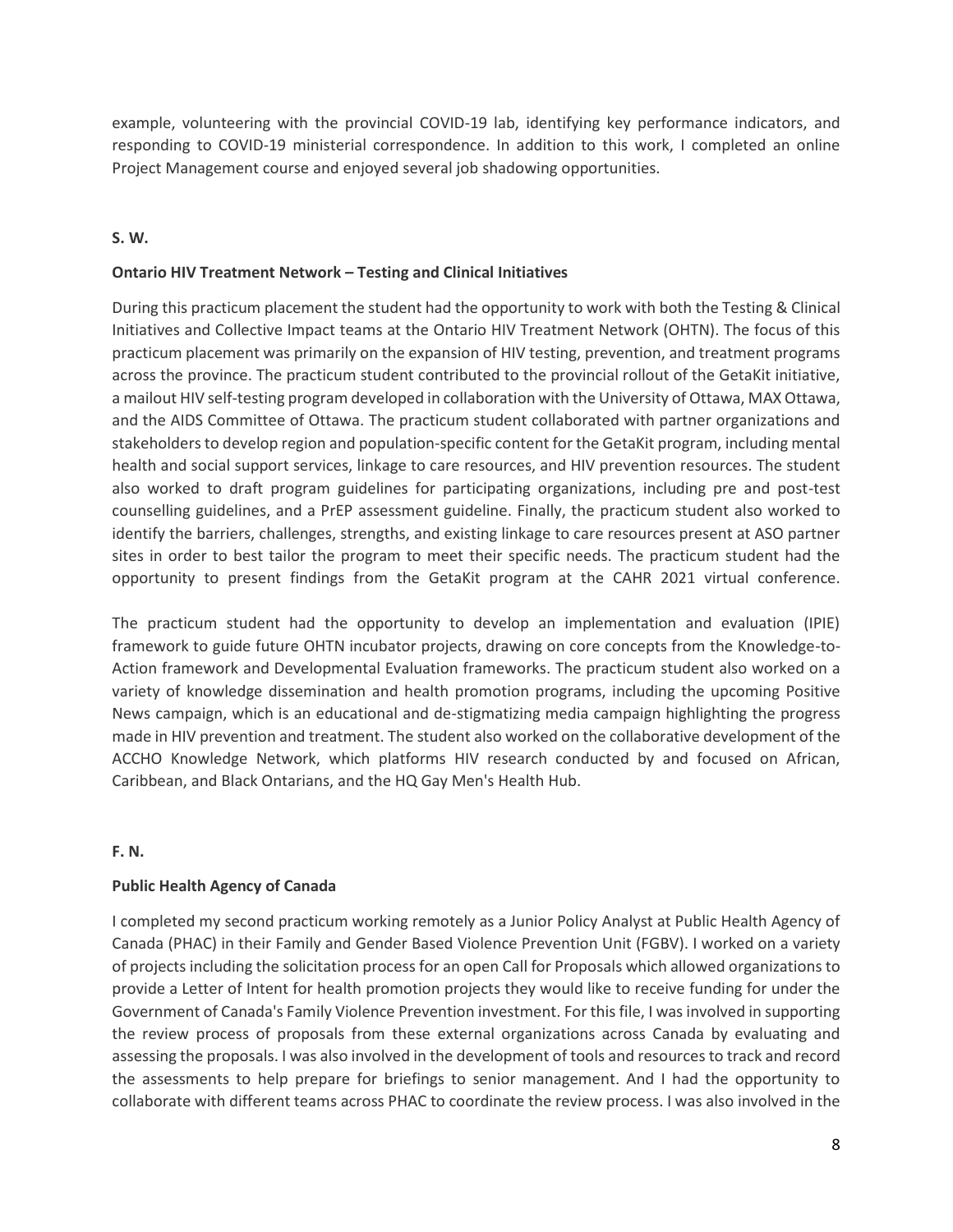example, volunteering with the provincial COVID-19 lab, identifying key performance indicators, and responding to COVID-19 ministerial correspondence. In addition to this work, I completed an online Project Management course and enjoyed several job shadowing opportunities.

**S. W.**

**Ontario HIV Treatment Network – Testing and Clinical Initiatives**

During this practicum placement the student had the opportunity to work with both the Testing & Clinical Initiatives and Collective Impact teams at the Ontario HIV Treatment Network (OHTN). The focus of this practicum placement was primarily on the expansion of HIV testing, prevention, and treatment programs across the province. The practicum student contributed to the provincial rollout of the GetaKit initiative, a mailout HIV self-testing program developed in collaboration with the University of Ottawa, MAX Ottawa, and the AIDS Committee of Ottawa. The practicum student collaborated with partner organizations and stakeholders to develop region and population-specific content for the GetaKit program, including mental health and social support services, linkage to care resources, and HIV prevention resources. The student also worked to draft program guidelines for participating organizations, including pre and post-test counselling guidelines, and a PrEP assessment guideline. Finally, the practicum student also worked to identify the barriers, challenges, strengths, and existing linkage to care resources present at ASO partner sites in order to best tailor the program to meet their specific needs. The practicum student had the opportunity to present findings from the GetaKit program at the CAHR 2021 virtual conference.

The practicum student had the opportunity to develop an implementation and evaluation (IPIE) framework to guide future OHTN incubator projects, drawing on core concepts from the Knowledge-to-Action framework and Developmental Evaluation frameworks. The practicum student also worked on a variety of knowledge dissemination and health promotion programs, including the upcoming Positive News campaign, which is an educational and de-stigmatizing media campaign highlighting the progress made in HIV prevention and treatment. The student also worked on the collaborative development of the ACCHO Knowledge Network, which platforms HIV research conducted by and focused on African, Caribbean, and Black Ontarians, and the HQ Gay Men's Health Hub.

**F. N.**

**Public Health Agency of Canada**

I completed my second practicum working remotely as a Junior Policy Analyst at Public Health Agency of Canada (PHAC) in their Family and Gender Based Violence Prevention Unit (FGBV). I worked on a variety of projects including the solicitation process for an open Call for Proposals which allowed organizations to provide a Letter of Intent for health promotion projects they would like to receive funding for under the Government of Canada's Family Violence Prevention investment. For this file, I was involved in supporting the review process of proposals from these external organizations across Canada by evaluating and assessing the proposals. I was also involved in the development of tools and resources to track and record the assessments to help prepare for briefings to senior management. And I had the opportunity to collaborate with different teams across PHAC to coordinate the review process. I was also involved in the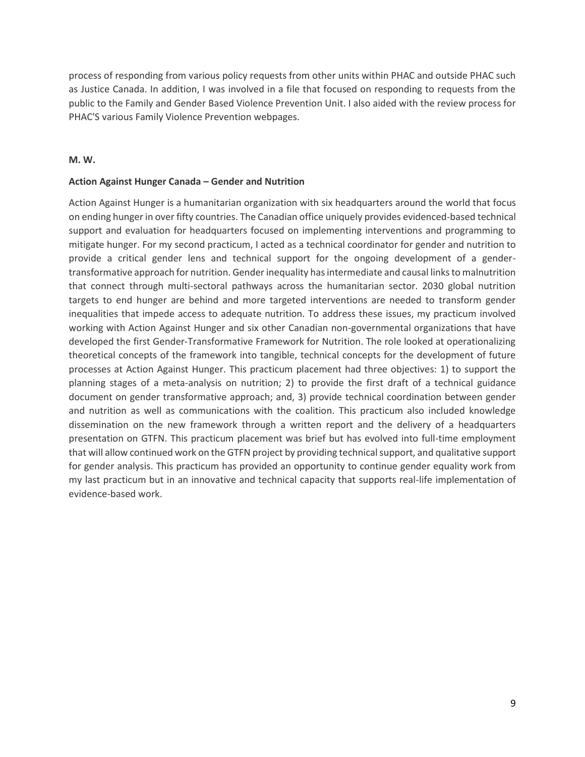process of responding from various policy requests from other units within PHAC and outside PHAC such as Justice Canada. In addition, I was involved in a file that focused on responding to requests from the public to the Family and Gender Based Violence Prevention Unit. I also aided with the review process for PHAC'S various Family Violence Prevention webpages.

**M. W.**

**Action Against Hunger Canada – Gender and Nutrition**

Action Against Hunger is a humanitarian organization with six headquarters around the world that focus on ending hunger in over fifty countries. The Canadian office uniquely provides evidenced-based technical support and evaluation for headquarters focused on implementing interventions and programming to mitigate hunger. For my second practicum, I acted as a technical coordinator for gender and nutrition to provide a critical gender lens and technical support for the ongoing development of a gender-transformative approach for nutrition. Gender inequality has intermediate and causal links to malnutrition that connect through multi-sectoral pathways across the humanitarian sector. 2030 global nutrition targets to end hunger are behind and more targeted interventions are needed to transform gender inequalities that impede access to adequate nutrition. To address these issues, my practicum involved working with Action Against Hunger and six other Canadian non-governmental organizations that have developed the first Gender-Transformative Framework for Nutrition. The role looked at operationalizing theoretical concepts of the framework into tangible, technical concepts for the development of future processes at Action Against Hunger. This practicum placement had three objectives: 1) to support the planning stages of a meta-analysis on nutrition; 2) to provide the first draft of a technical guidance document on gender transformative approach; and, 3) provide technical coordination between gender and nutrition as well as communications with the coalition. This practicum also included knowledge dissemination on the new framework through a written report and the delivery of a headquarters presentation on GTFN. This practicum placement was brief but has evolved into full-time employment that will allow continued work on the GTFN project by providing technical support, and qualitative support for gender analysis. This practicum has provided an opportunity to continue gender equality work from my last practicum but in an innovative and technical capacity that supports real-life implementation of evidence-based work.